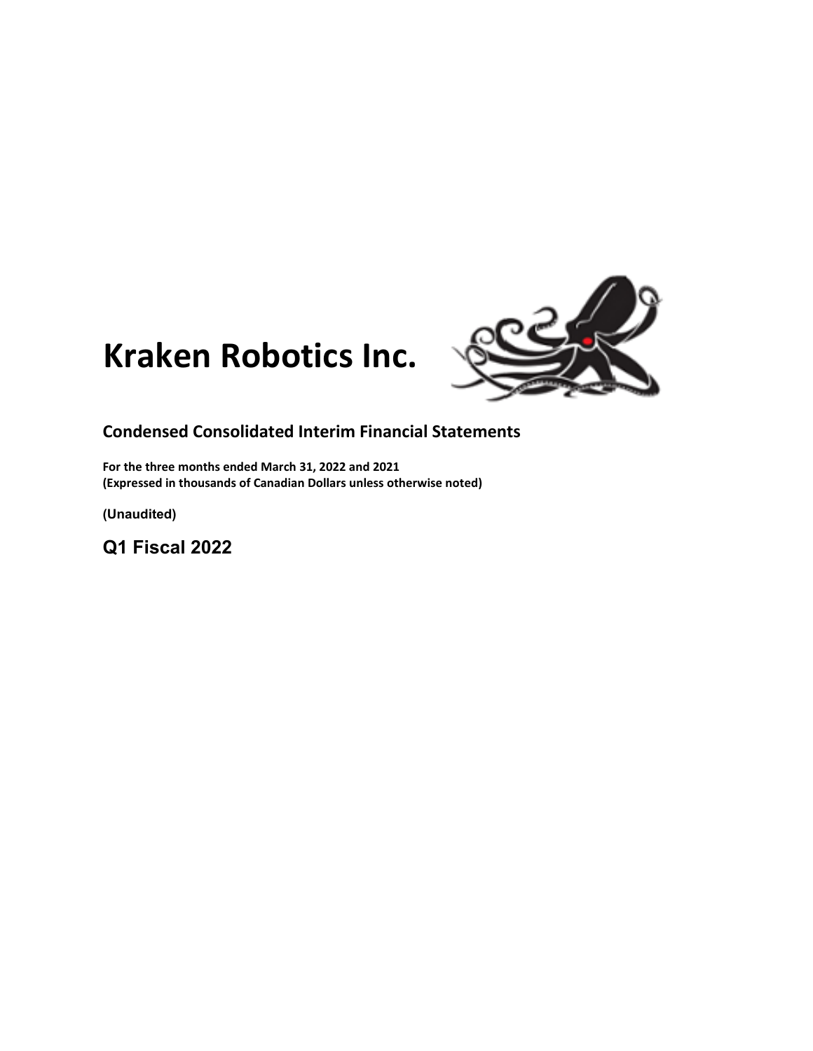# Kraken Robotics Inc.

## Condensed Consolidated Interim Financial Statements

**For the three months ended March 31, 2022 and 2021**
**(Expressed in thousands of Canadian Dollars unless otherwise noted)**

**(Unaudited)**

## Q1 Fiscal 2022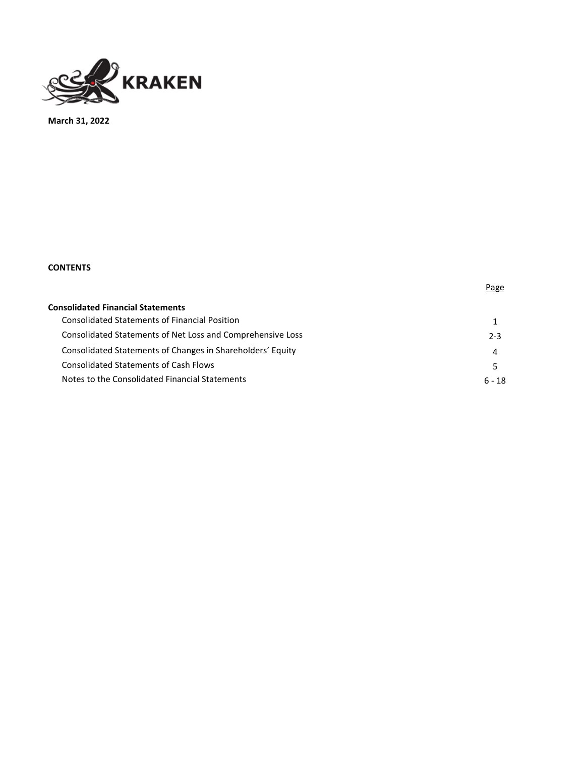**KRAKEN**

**March 31, 2022**

**CONTENTS**

| | Page |
|---|---|
| **Consolidated Financial Statements** | |
| Consolidated Statements of Financial Position | 1 |
| Consolidated Statements of Net Loss and Comprehensive Loss | 2-3 |
| Consolidated Statements of Changes in Shareholders' Equity | 4 |
| Consolidated Statements of Cash Flows | 5 |
| Notes to the Consolidated Financial Statements | 6 - 18 |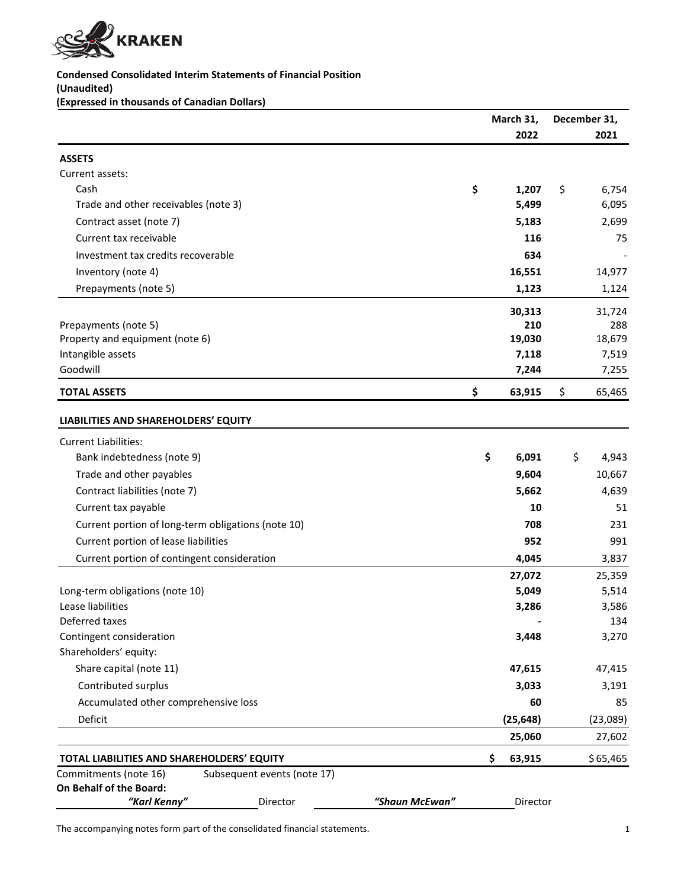KRAKEN

**Condensed Consolidated Interim Statements of Financial Position**
**(Unaudited)**
**(Expressed in thousands of Canadian Dollars)**

| | March 31, 2022 | December 31, 2021 |
|---|---|---|
| **ASSETS** | | |
| Current assets: | | |
| Cash | **$ 1,207** | $ 6,754 |
| Trade and other receivables (note 3) | **5,499** | 6,095 |
| Contract asset (note 7) | **5,183** | 2,699 |
| Current tax receivable | **116** | 75 |
| Investment tax credits recoverable | **634** | - |
| Inventory (note 4) | **16,551** | 14,977 |
| Prepayments (note 5) | **1,123** | 1,124 |
| | **30,313** | 31,724 |
| Prepayments (note 5) | **210** | 288 |
| Property and equipment (note 6) | **19,030** | 18,679 |
| Intangible assets | **7,118** | 7,519 |
| Goodwill | **7,244** | 7,255 |
| **TOTAL ASSETS** | **$ 63,915** | $ 65,465 |
| **LIABILITIES AND SHAREHOLDERS' EQUITY** | | |
| Current Liabilities: | | |
| Bank indebtedness (note 9) | **$ 6,091** | $ 4,943 |
| Trade and other payables | **9,604** | 10,667 |
| Contract liabilities (note 7) | **5,662** | 4,639 |
| Current tax payable | **10** | 51 |
| Current portion of long-term obligations (note 10) | **708** | 231 |
| Current portion of lease liabilities | **952** | 991 |
| Current portion of contingent consideration | **4,045** | 3,837 |
| | **27,072** | 25,359 |
| Long-term obligations (note 10) | **5,049** | 5,514 |
| Lease liabilities | **3,286** | 3,586 |
| Deferred taxes | **-** | 134 |
| Contingent consideration | **3,448** | 3,270 |
| Shareholders' equity: | | |
| Share capital (note 11) | **47,615** | 47,415 |
| Contributed surplus | **3,033** | 3,191 |
| Accumulated other comprehensive loss | **60** | 85 |
| Deficit | **(25,648)** | (23,089) |
| | **25,060** | 27,602 |
| **TOTAL LIABILITIES AND SHAREHOLDERS' EQUITY** | **$ 63,915** | $ 65,465 |

Commitments (note 16) Subsequent events (note 17)

**On Behalf of the Board:**

*"Karl Kenny"* Director *"Shaun McEwan"* Director

The accompanying notes form part of the consolidated financial statements.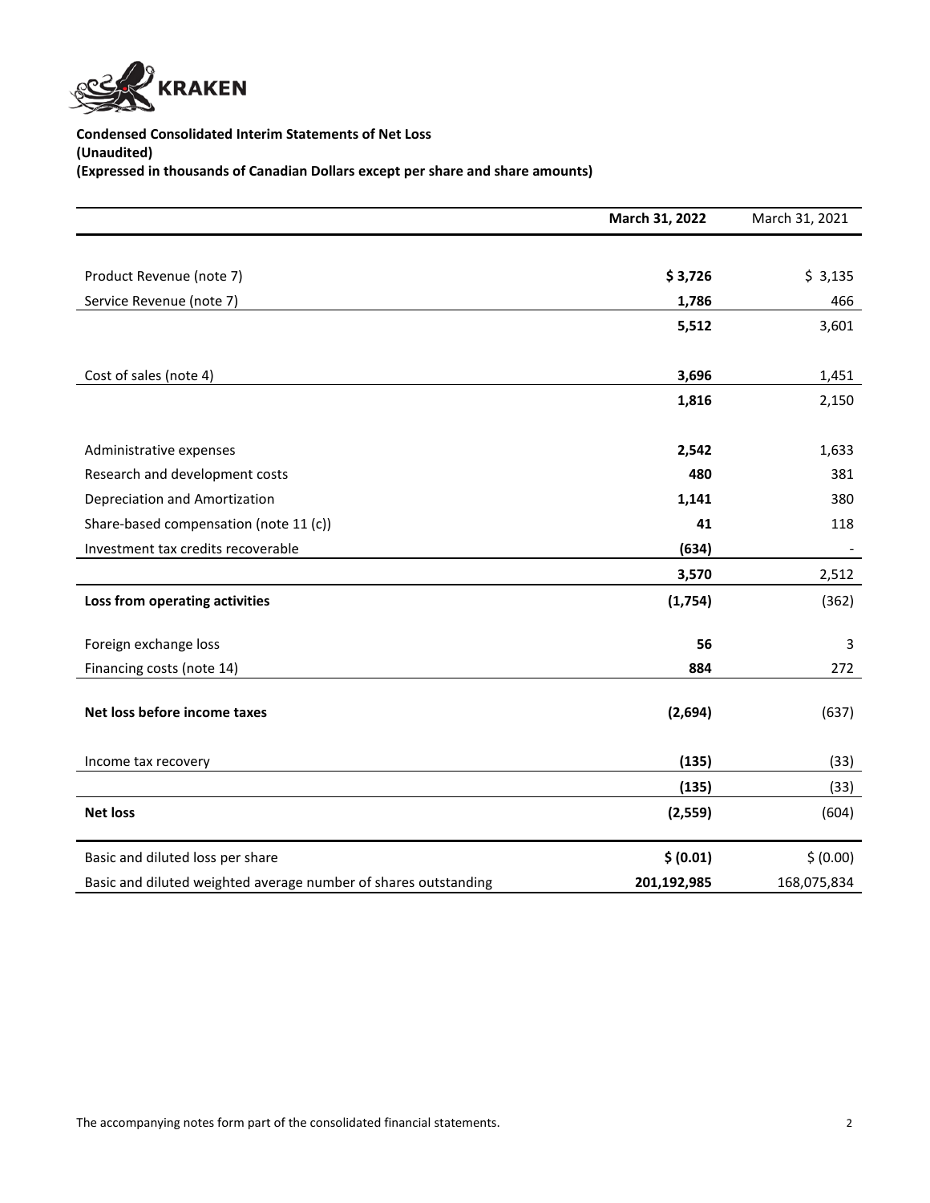KRAKEN

**Condensed Consolidated Interim Statements of Net Loss**
**(Unaudited)**
**(Expressed in thousands of Canadian Dollars except per share and share amounts)**

| | **March 31, 2022** | March 31, 2021 |
|---|---|---|
| Product Revenue (note 7) | **$ 3,726** | $ 3,135 |
| Service Revenue (note 7) | **1,786** | 466 |
| | **5,512** | 3,601 |
| Cost of sales (note 4) | **3,696** | 1,451 |
| | **1,816** | 2,150 |
| Administrative expenses | **2,542** | 1,633 |
| Research and development costs | **480** | 381 |
| Depreciation and Amortization | **1,141** | 380 |
| Share-based compensation (note 11 (c)) | **41** | 118 |
| Investment tax credits recoverable | **(634)** | - |
| | **3,570** | 2,512 |
| **Loss from operating activities** | **(1,754)** | (362) |
| Foreign exchange loss | **56** | 3 |
| Financing costs (note 14) | **884** | 272 |
| **Net loss before income taxes** | **(2,694)** | (637) |
| Income tax recovery | **(135)** | (33) |
| | **(135)** | (33) |
| **Net loss** | **(2,559)** | (604) |
| Basic and diluted loss per share | **$ (0.01)** | $ (0.00) |
| Basic and diluted weighted average number of shares outstanding | **201,192,985** | 168,075,834 |

The accompanying notes form part of the consolidated financial statements.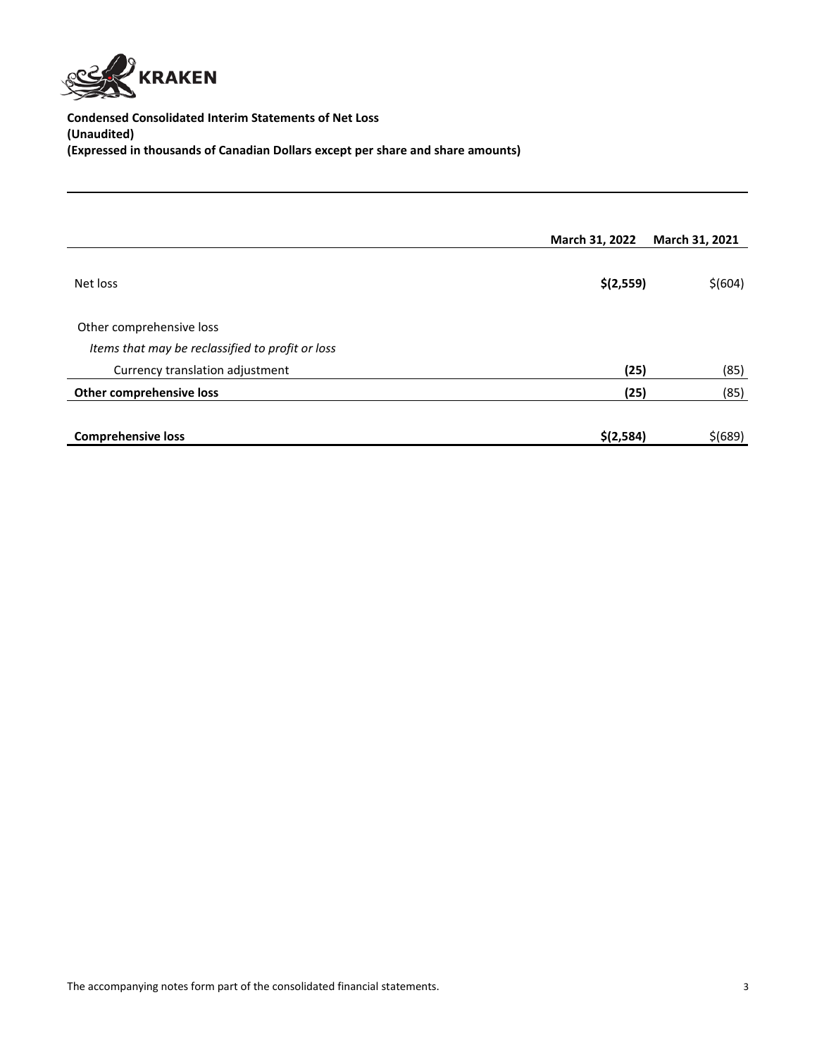**Condensed Consolidated Interim Statements of Net Loss**
**(Unaudited)**
**(Expressed in thousands of Canadian Dollars except per share and share amounts)**

| | **March 31, 2022** | **March 31, 2021** |
|---|---|---|
| Net loss | **$(2,559)** | $(604) |
| Other comprehensive loss | | |
| *Items that may be reclassified to profit or loss* | | |
| Currency translation adjustment | **(25)** | (85) |
| **Other comprehensive loss** | **(25)** | (85) |
| **Comprehensive loss** | **$(2,584)** | $(689) |

The accompanying notes form part of the consolidated financial statements.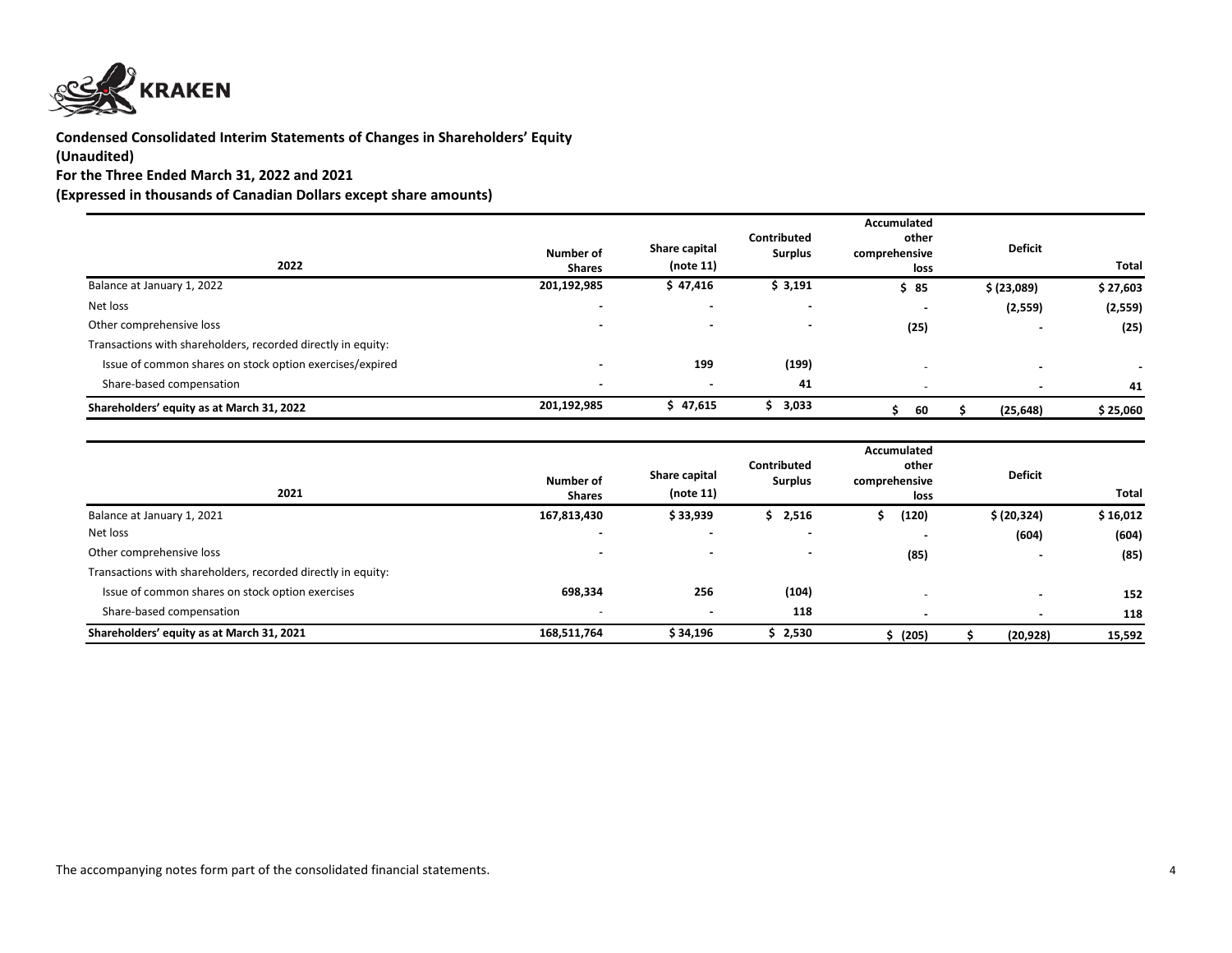**KRAKEN**

**Condensed Consolidated Interim Statements of Changes in Shareholders' Equity**
**(Unaudited)**
**For the Three Ended March 31, 2022 and 2021**
**(Expressed in thousands of Canadian Dollars except share amounts)**

| 2022 | Number of Shares | Share capital (note 11) | Contributed Surplus | Accumulated other comprehensive loss | Deficit | Total |
|---|---|---|---|---|---|---|
| Balance at January 1, 2022 | 201,192,985 | $ 47,416 | $ 3,191 | $ 85 | $ (23,089) | $ 27,603 |
| Net loss | - | - | - | - | (2,559) | (2,559) |
| Other comprehensive loss | - | - | - | (25) | - | (25) |
| Transactions with shareholders, recorded directly in equity: | | | | | | |
| Issue of common shares on stock option exercises/expired | - | 199 | (199) | - | - | - |
| Share-based compensation | - | - | 41 | - | - | 41 |
| **Shareholders' equity as at March 31, 2022** | 201,192,985 | $ 47,615 | $ 3,033 | $ 60 | $ (25,648) | $ 25,060 |

| 2021 | Number of Shares | Share capital (note 11) | Contributed Surplus | Accumulated other comprehensive loss | Deficit | Total |
|---|---|---|---|---|---|---|
| Balance at January 1, 2021 | 167,813,430 | $ 33,939 | $ 2,516 | $ (120) | $ (20,324) | $ 16,012 |
| Net loss | - | - | - | - | (604) | (604) |
| Other comprehensive loss | - | - | - | (85) | - | (85) |
| Transactions with shareholders, recorded directly in equity: | | | | | | |
| Issue of common shares on stock option exercises | 698,334 | 256 | (104) | - | - | 152 |
| Share-based compensation | - | - | 118 | - | - | 118 |
| **Shareholders' equity as at March 31, 2021** | 168,511,764 | $ 34,196 | $ 2,530 | $ (205) | $ (20,928) | 15,592 |

The accompanying notes form part of the consolidated financial statements.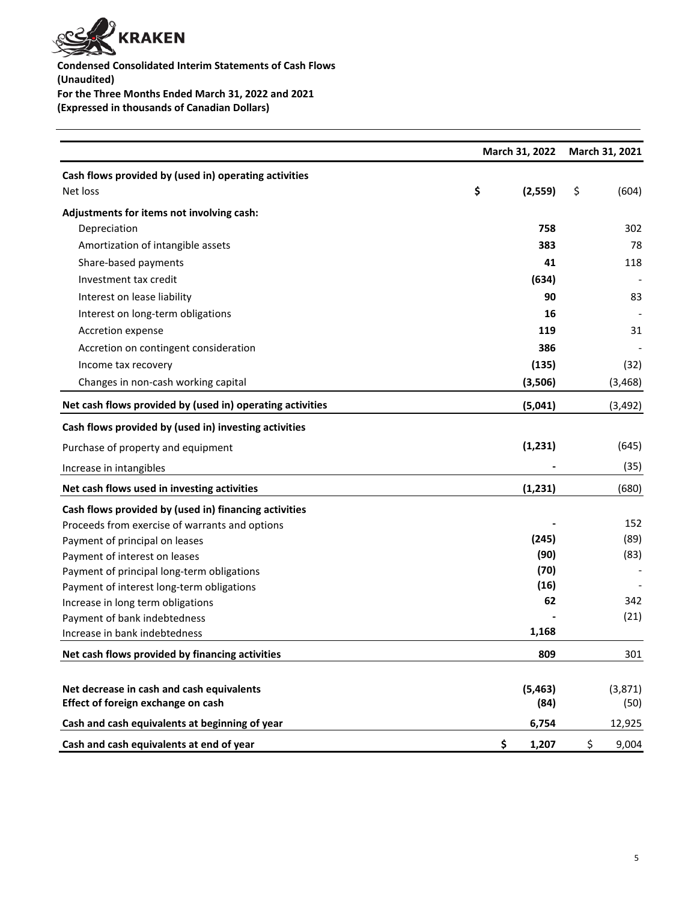**KRAKEN**

**Condensed Consolidated Interim Statements of Cash Flows**
**(Unaudited)**
**For the Three Months Ended March 31, 2022 and 2021**
**(Expressed in thousands of Canadian Dollars)**

| | March 31, 2022 | March 31, 2021 |
|---|---|---|
| **Cash flows provided by (used in) operating activities** | | |
| Net loss | $ (2,559) | $ (604) |
| **Adjustments for items not involving cash:** | | |
| Depreciation | 758 | 302 |
| Amortization of intangible assets | 383 | 78 |
| Share-based payments | 41 | 118 |
| Investment tax credit | (634) | - |
| Interest on lease liability | 90 | 83 |
| Interest on long-term obligations | 16 | - |
| Accretion expense | 119 | 31 |
| Accretion on contingent consideration | 386 | - |
| Income tax recovery | (135) | (32) |
| Changes in non-cash working capital | (3,506) | (3,468) |
| **Net cash flows provided by (used in) operating activities** | (5,041) | (3,492) |
| **Cash flows provided by (used in) investing activities** | | |
| Purchase of property and equipment | (1,231) | (645) |
| Increase in intangibles | - | (35) |
| **Net cash flows used in investing activities** | (1,231) | (680) |
| **Cash flows provided by (used in) financing activities** | | |
| Proceeds from exercise of warrants and options | - | 152 |
| Payment of principal on leases | (245) | (89) |
| Payment of interest on leases | (90) | (83) |
| Payment of principal long-term obligations | (70) | - |
| Payment of interest long-term obligations | (16) | - |
| Increase in long term obligations | 62 | 342 |
| Payment of bank indebtedness | - | (21) |
| Increase in bank indebtedness | 1,168 | |
| **Net cash flows provided by financing activities** | 809 | 301 |
| **Net decrease in cash and cash equivalents** | (5,463) | (3,871) |
| **Effect of foreign exchange on cash** | (84) | (50) |
| **Cash and cash equivalents at beginning of year** | 6,754 | 12,925 |
| **Cash and cash equivalents at end of year** | $ 1,207 | $ 9,004 |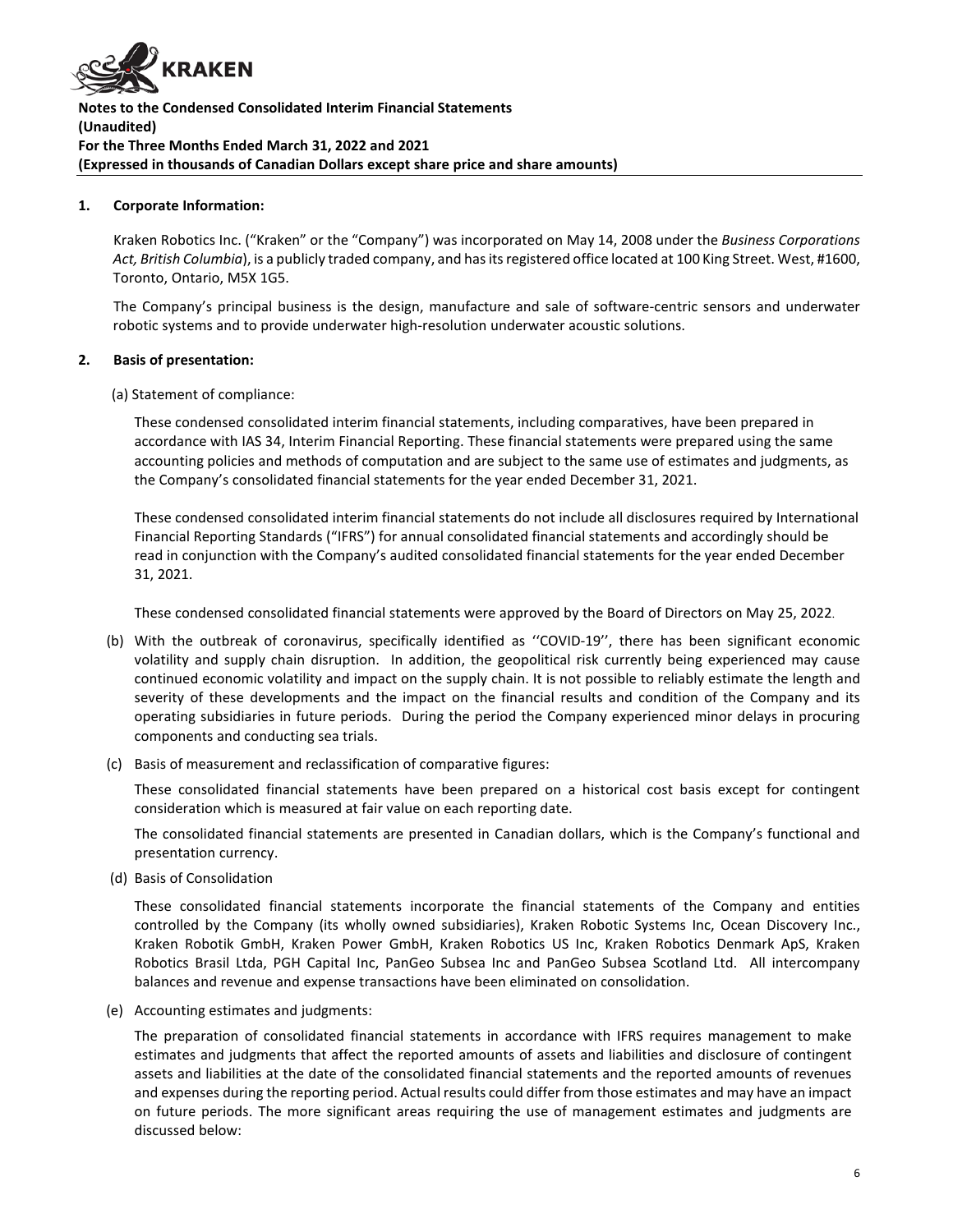**Notes to the Condensed Consolidated Interim Financial Statements**
**(Unaudited)**
**For the Three Months Ended March 31, 2022 and 2021**
**(Expressed in thousands of Canadian Dollars except share price and share amounts)**

## 1. Corporate Information:

Kraken Robotics Inc. ("Kraken" or the "Company") was incorporated on May 14, 2008 under the *Business Corporations Act, British Columbia*), is a publicly traded company, and has its registered office located at 100 King Street. West, #1600, Toronto, Ontario, M5X 1G5.

The Company's principal business is the design, manufacture and sale of software-centric sensors and underwater robotic systems and to provide underwater high-resolution underwater acoustic solutions.

## 2. Basis of presentation:

(a) Statement of compliance:

These condensed consolidated interim financial statements, including comparatives, have been prepared in accordance with IAS 34, Interim Financial Reporting. These financial statements were prepared using the same accounting policies and methods of computation and are subject to the same use of estimates and judgments, as the Company's consolidated financial statements for the year ended December 31, 2021.

These condensed consolidated interim financial statements do not include all disclosures required by International Financial Reporting Standards ("IFRS") for annual consolidated financial statements and accordingly should be read in conjunction with the Company's audited consolidated financial statements for the year ended December 31, 2021.

These condensed consolidated financial statements were approved by the Board of Directors on May 25, 2022.

(b) With the outbreak of coronavirus, specifically identified as ''COVID-19'', there has been significant economic volatility and supply chain disruption. In addition, the geopolitical risk currently being experienced may cause continued economic volatility and impact on the supply chain. It is not possible to reliably estimate the length and severity of these developments and the impact on the financial results and condition of the Company and its operating subsidiaries in future periods. During the period the Company experienced minor delays in procuring components and conducting sea trials.

(c) Basis of measurement and reclassification of comparative figures:

These consolidated financial statements have been prepared on a historical cost basis except for contingent consideration which is measured at fair value on each reporting date.

The consolidated financial statements are presented in Canadian dollars, which is the Company's functional and presentation currency.

(d) Basis of Consolidation

These consolidated financial statements incorporate the financial statements of the Company and entities controlled by the Company (its wholly owned subsidiaries), Kraken Robotic Systems Inc, Ocean Discovery Inc., Kraken Robotik GmbH, Kraken Power GmbH, Kraken Robotics US Inc, Kraken Robotics Denmark ApS, Kraken Robotics Brasil Ltda, PGH Capital Inc, PanGeo Subsea Inc and PanGeo Subsea Scotland Ltd. All intercompany balances and revenue and expense transactions have been eliminated on consolidation.

(e) Accounting estimates and judgments:

The preparation of consolidated financial statements in accordance with IFRS requires management to make estimates and judgments that affect the reported amounts of assets and liabilities and disclosure of contingent assets and liabilities at the date of the consolidated financial statements and the reported amounts of revenues and expenses during the reporting period. Actual results could differ from those estimates and may have an impact on future periods. The more significant areas requiring the use of management estimates and judgments are discussed below: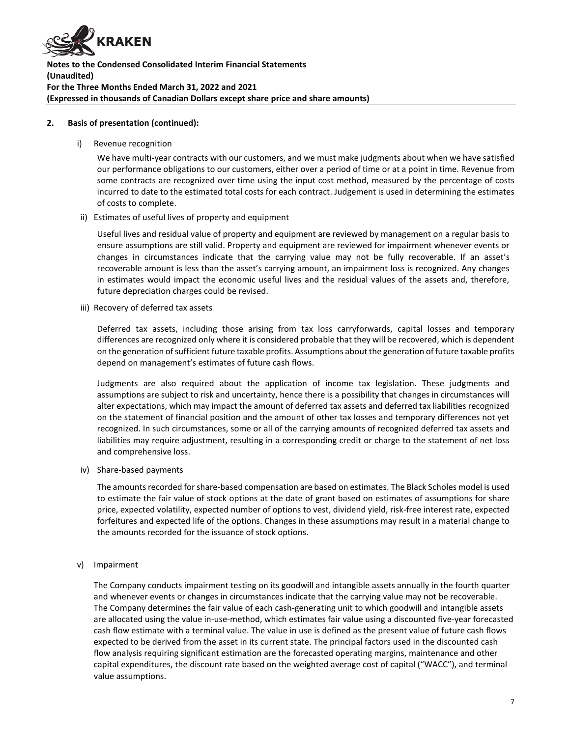## 2. Basis of presentation (continued):

i) Revenue recognition

We have multi-year contracts with our customers, and we must make judgments about when we have satisfied our performance obligations to our customers, either over a period of time or at a point in time. Revenue from some contracts are recognized over time using the input cost method, measured by the percentage of costs incurred to date to the estimated total costs for each contract. Judgement is used in determining the estimates of costs to complete.

ii) Estimates of useful lives of property and equipment

Useful lives and residual value of property and equipment are reviewed by management on a regular basis to ensure assumptions are still valid. Property and equipment are reviewed for impairment whenever events or changes in circumstances indicate that the carrying value may not be fully recoverable. If an asset's recoverable amount is less than the asset's carrying amount, an impairment loss is recognized. Any changes in estimates would impact the economic useful lives and the residual values of the assets and, therefore, future depreciation charges could be revised.

iii) Recovery of deferred tax assets

Deferred tax assets, including those arising from tax loss carryforwards, capital losses and temporary differences are recognized only where it is considered probable that they will be recovered, which is dependent on the generation of sufficient future taxable profits. Assumptions about the generation of future taxable profits depend on management's estimates of future cash flows.

Judgments are also required about the application of income tax legislation. These judgments and assumptions are subject to risk and uncertainty, hence there is a possibility that changes in circumstances will alter expectations, which may impact the amount of deferred tax assets and deferred tax liabilities recognized on the statement of financial position and the amount of other tax losses and temporary differences not yet recognized. In such circumstances, some or all of the carrying amounts of recognized deferred tax assets and liabilities may require adjustment, resulting in a corresponding credit or charge to the statement of net loss and comprehensive loss.

iv) Share-based payments

The amounts recorded for share-based compensation are based on estimates. The Black Scholes model is used to estimate the fair value of stock options at the date of grant based on estimates of assumptions for share price, expected volatility, expected number of options to vest, dividend yield, risk-free interest rate, expected forfeitures and expected life of the options. Changes in these assumptions may result in a material change to the amounts recorded for the issuance of stock options.

v) Impairment

The Company conducts impairment testing on its goodwill and intangible assets annually in the fourth quarter and whenever events or changes in circumstances indicate that the carrying value may not be recoverable. The Company determines the fair value of each cash-generating unit to which goodwill and intangible assets are allocated using the value in-use-method, which estimates fair value using a discounted five-year forecasted cash flow estimate with a terminal value. The value in use is defined as the present value of future cash flows expected to be derived from the asset in its current state. The principal factors used in the discounted cash flow analysis requiring significant estimation are the forecasted operating margins, maintenance and other capital expenditures, the discount rate based on the weighted average cost of capital ("WACC"), and terminal value assumptions.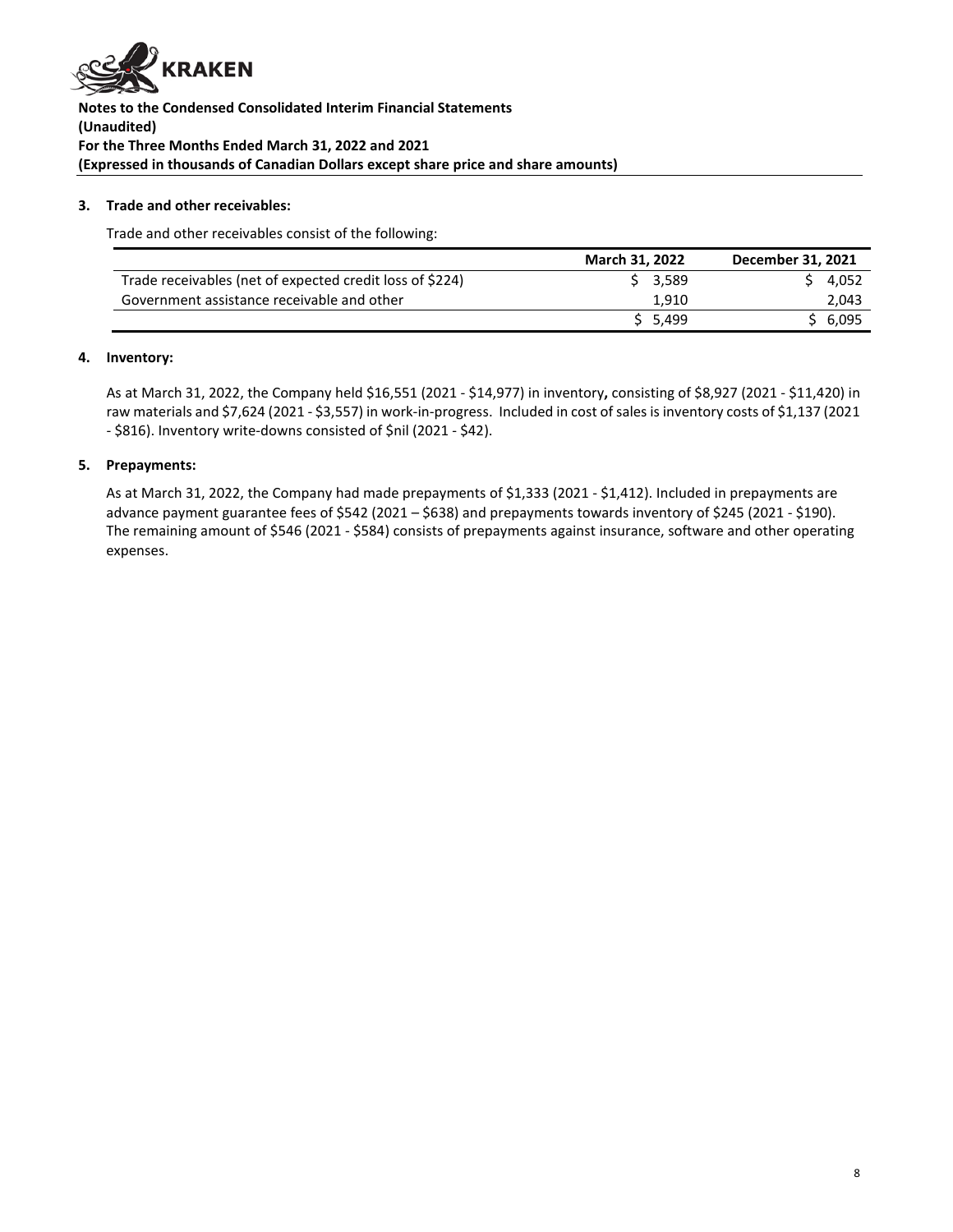**Notes to the Condensed Consolidated Interim Financial Statements**
**(Unaudited)**
**For the Three Months Ended March 31, 2022 and 2021**
**(Expressed in thousands of Canadian Dollars except share price and share amounts)**

**3. Trade and other receivables:**

Trade and other receivables consist of the following:

| | March 31, 2022 | December 31, 2021 |
|---|---|---|
| Trade receivables (net of expected credit loss of $224) | $ 3,589 | $ 4,052 |
| Government assistance receivable and other | 1,910 | 2,043 |
| | $ 5,499 | $ 6,095 |

**4. Inventory:**

As at March 31, 2022, the Company held $16,551 (2021 - $14,977) in inventory**,** consisting of $8,927 (2021 - $11,420) in raw materials and $7,624 (2021 - $3,557) in work-in-progress. Included in cost of sales is inventory costs of $1,137 (2021 - $816). Inventory write-downs consisted of $nil (2021 - $42).

**5. Prepayments:**

As at March 31, 2022, the Company had made prepayments of $1,333 (2021 - $1,412). Included in prepayments are advance payment guarantee fees of $542 (2021 – $638) and prepayments towards inventory of $245 (2021 - $190). The remaining amount of $546 (2021 - $584) consists of prepayments against insurance, software and other operating expenses.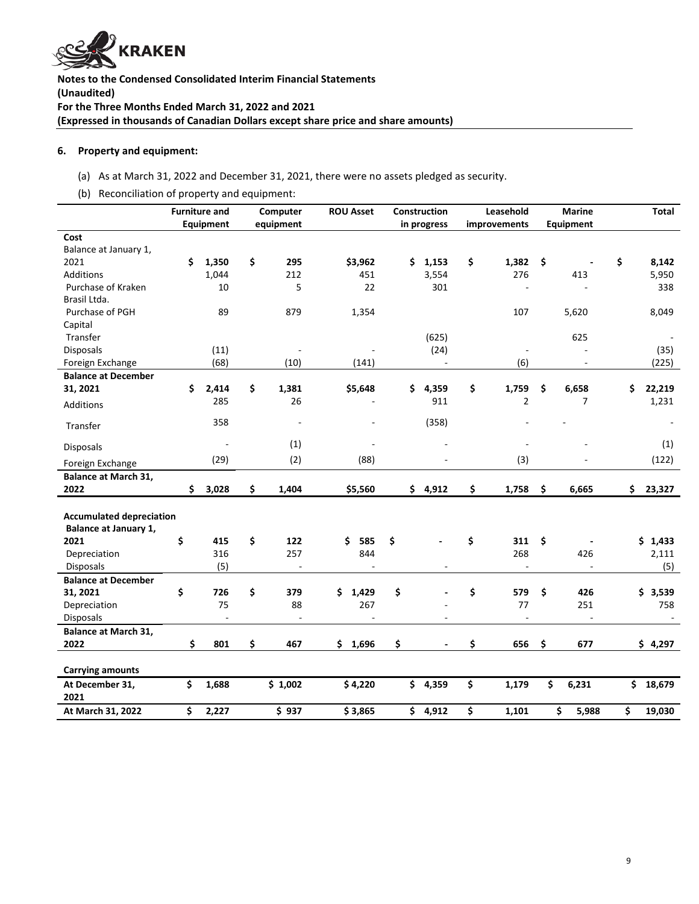## 6. Property and equipment:

(a) As at March 31, 2022 and December 31, 2021, there were no assets pledged as security.

(b) Reconciliation of property and equipment:

| | Furniture and Equipment | Computer equipment | ROU Asset | Construction in progress | Leasehold improvements | Marine Equipment | Total |
|---|---|---|---|---|---|---|---|
| **Cost** | | | | | | | |
| Balance at January 1, 2021 | $ 1,350 | $ 295 | $3,962 | $ 1,153 | $ 1,382 | $ - | $ 8,142 |
| Additions | 1,044 | 212 | 451 | 3,554 | 276 | 413 | 5,950 |
| Purchase of Kraken Brasil Ltda. | 10 | 5 | 22 | 301 | - | - | 338 |
| Purchase of PGH Capital | 89 | 879 | 1,354 | | 107 | 5,620 | 8,049 |
| Transfer | | | | (625) | | 625 | - |
| Disposals | (11) | - | - | (24) | - | - | (35) |
| Foreign Exchange | (68) | (10) | (141) | - | (6) | - | (225) |
| **Balance at December 31, 2021** | **$ 2,414** | **$ 1,381** | **$5,648** | **$ 4,359** | **$ 1,759** | **$ 6,658** | **$ 22,219** |
| Additions | 285 | 26 | - | 911 | 2 | 7 | 1,231 |
| Transfer | 358 | - | - | (358) | - | - | - |
| Disposals | - | (1) | - | - | - | - | (1) |
| Foreign Exchange | (29) | (2) | (88) | - | (3) | - | (122) |
| **Balance at March 31, 2022** | **$ 3,028** | **$ 1,404** | **$5,560** | **$ 4,912** | **$ 1,758** | **$ 6,665** | **$ 23,327** |
| **Accumulated depreciation** | | | | | | | |
| **Balance at January 1, 2021** | **$ 415** | **$ 122** | **$ 585** | **$ -** | **$ 311** | **$ -** | **$ 1,433** |
| Depreciation | 316 | 257 | 844 | | 268 | 426 | 2,111 |
| Disposals | (5) | - | - | - | - | - | (5) |
| **Balance at December 31, 2021** | **$ 726** | **$ 379** | **$ 1,429** | **$ -** | **$ 579** | **$ 426** | **$ 3,539** |
| Depreciation | 75 | 88 | 267 | - | 77 | 251 | 758 |
| Disposals | - | - | - | - | - | - | - |
| **Balance at March 31, 2022** | **$ 801** | **$ 467** | **$ 1,696** | **$ -** | **$ 656** | **$ 677** | **$ 4,297** |
| **Carrying amounts** | | | | | | | |
| **At December 31, 2021** | **$ 1,688** | **$ 1,002** | **$ 4,220** | **$ 4,359** | **$ 1,179** | **$ 6,231** | **$ 18,679** |
| **At March 31, 2022** | **$ 2,227** | **$ 937** | **$ 3,865** | **$ 4,912** | **$ 1,101** | **$ 5,988** | **$ 19,030** |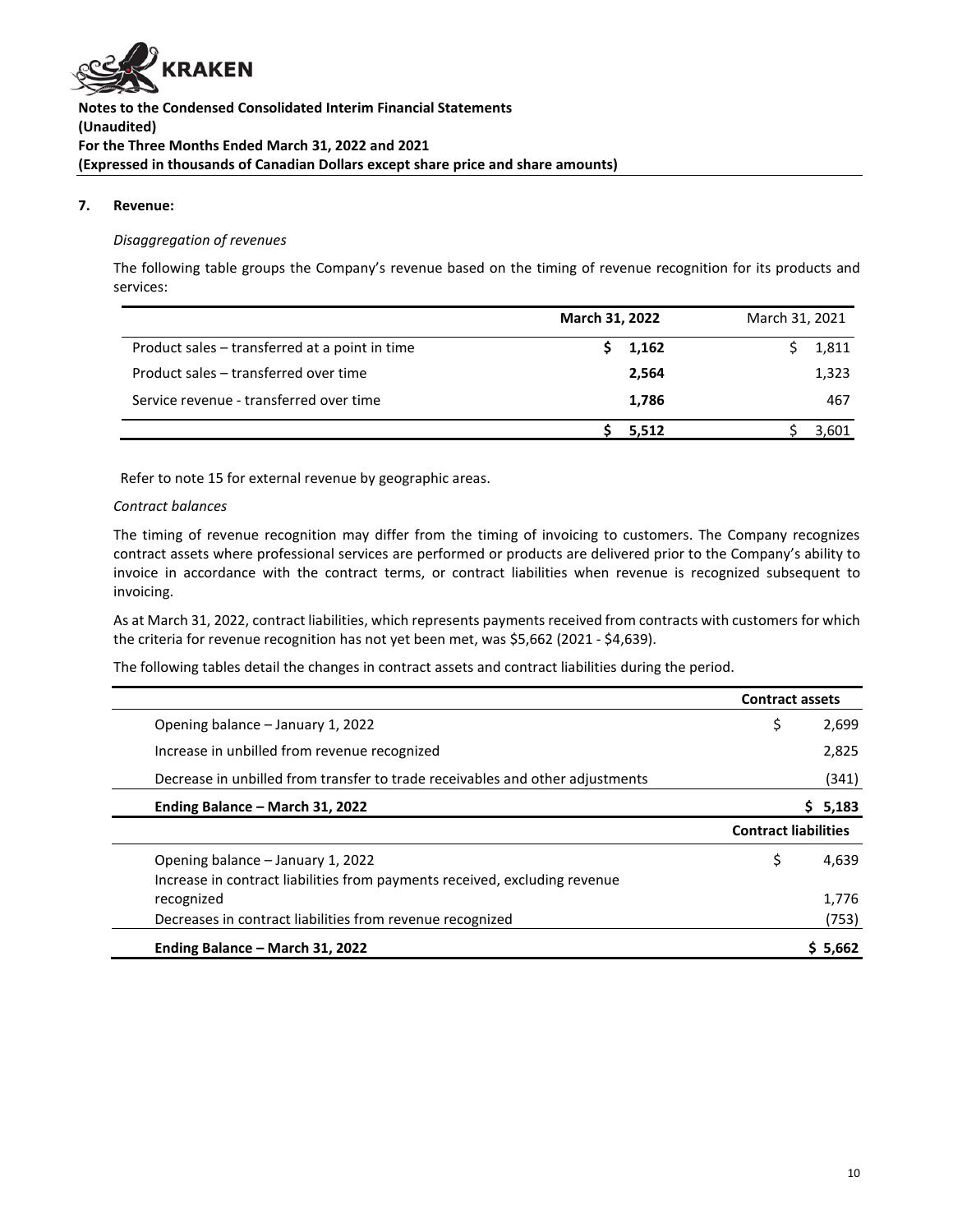## 7. Revenue:

*Disaggregation of revenues*

The following table groups the Company's revenue based on the timing of revenue recognition for its products and services:

| | **March 31, 2022** | March 31, 2021 |
|---|---|---|
| Product sales – transferred at a point in time | **$ 1,162** | $ 1,811 |
| Product sales – transferred over time | **2,564** | 1,323 |
| Service revenue - transferred over time | **1,786** | 467 |
| | **$ 5,512** | $ 3,601 |

Refer to note 15 for external revenue by geographic areas.

*Contract balances*

The timing of revenue recognition may differ from the timing of invoicing to customers. The Company recognizes contract assets where professional services are performed or products are delivered prior to the Company's ability to invoice in accordance with the contract terms, or contract liabilities when revenue is recognized subsequent to invoicing.

As at March 31, 2022, contract liabilities, which represents payments received from contracts with customers for which the criteria for revenue recognition has not yet been met, was $5,662 (2021 - $4,639).

The following tables detail the changes in contract assets and contract liabilities during the period.

| | **Contract assets** |
|---|---|
| Opening balance – January 1, 2022 | $ 2,699 |
| Increase in unbilled from revenue recognized | 2,825 |
| Decrease in unbilled from transfer to trade receivables and other adjustments | (341) |
| **Ending Balance – March 31, 2022** | **$ 5,183** |
| | **Contract liabilities** |
| Opening balance – January 1, 2022 | $ 4,639 |
| Increase in contract liabilities from payments received, excluding revenue recognized | 1,776 |
| Decreases in contract liabilities from revenue recognized | (753) |
| **Ending Balance – March 31, 2022** | **$ 5,662** |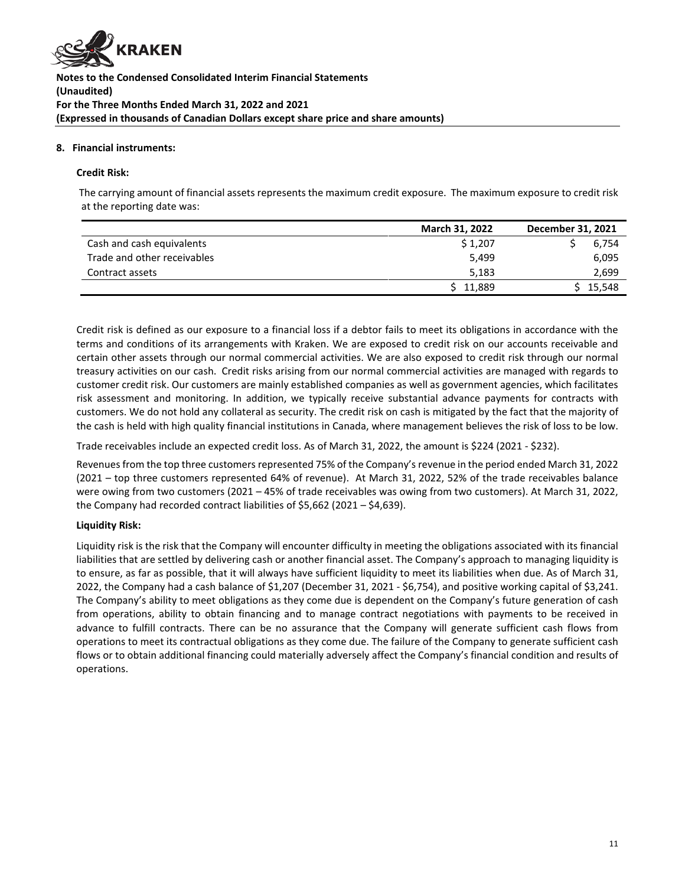**Notes to the Condensed Consolidated Interim Financial Statements**
**(Unaudited)**
**For the Three Months Ended March 31, 2022 and 2021**
**(Expressed in thousands of Canadian Dollars except share price and share amounts)**

## 8. Financial instruments:

### Credit Risk:

The carrying amount of financial assets represents the maximum credit exposure. The maximum exposure to credit risk at the reporting date was:

| | March 31, 2022 | December 31, 2021 |
|---|---|---|
| Cash and cash equivalents | $ 1,207 | $ 6,754 |
| Trade and other receivables | 5,499 | 6,095 |
| Contract assets | 5,183 | 2,699 |
| | $ 11,889 | $ 15,548 |

Credit risk is defined as our exposure to a financial loss if a debtor fails to meet its obligations in accordance with the terms and conditions of its arrangements with Kraken. We are exposed to credit risk on our accounts receivable and certain other assets through our normal commercial activities. We are also exposed to credit risk through our normal treasury activities on our cash. Credit risks arising from our normal commercial activities are managed with regards to customer credit risk. Our customers are mainly established companies as well as government agencies, which facilitates risk assessment and monitoring. In addition, we typically receive substantial advance payments for contracts with customers. We do not hold any collateral as security. The credit risk on cash is mitigated by the fact that the majority of the cash is held with high quality financial institutions in Canada, where management believes the risk of loss to be low.

Trade receivables include an expected credit loss. As of March 31, 2022, the amount is $224 (2021 - $232).

Revenues from the top three customers represented 75% of the Company's revenue in the period ended March 31, 2022 (2021 – top three customers represented 64% of revenue). At March 31, 2022, 52% of the trade receivables balance were owing from two customers (2021 – 45% of trade receivables was owing from two customers). At March 31, 2022, the Company had recorded contract liabilities of $5,662 (2021 – $4,639).

### Liquidity Risk:

Liquidity risk is the risk that the Company will encounter difficulty in meeting the obligations associated with its financial liabilities that are settled by delivering cash or another financial asset. The Company's approach to managing liquidity is to ensure, as far as possible, that it will always have sufficient liquidity to meet its liabilities when due. As of March 31, 2022, the Company had a cash balance of $1,207 (December 31, 2021 - $6,754), and positive working capital of $3,241. The Company's ability to meet obligations as they come due is dependent on the Company's future generation of cash from operations, ability to obtain financing and to manage contract negotiations with payments to be received in advance to fulfill contracts. There can be no assurance that the Company will generate sufficient cash flows from operations to meet its contractual obligations as they come due. The failure of the Company to generate sufficient cash flows or to obtain additional financing could materially adversely affect the Company's financial condition and results of operations.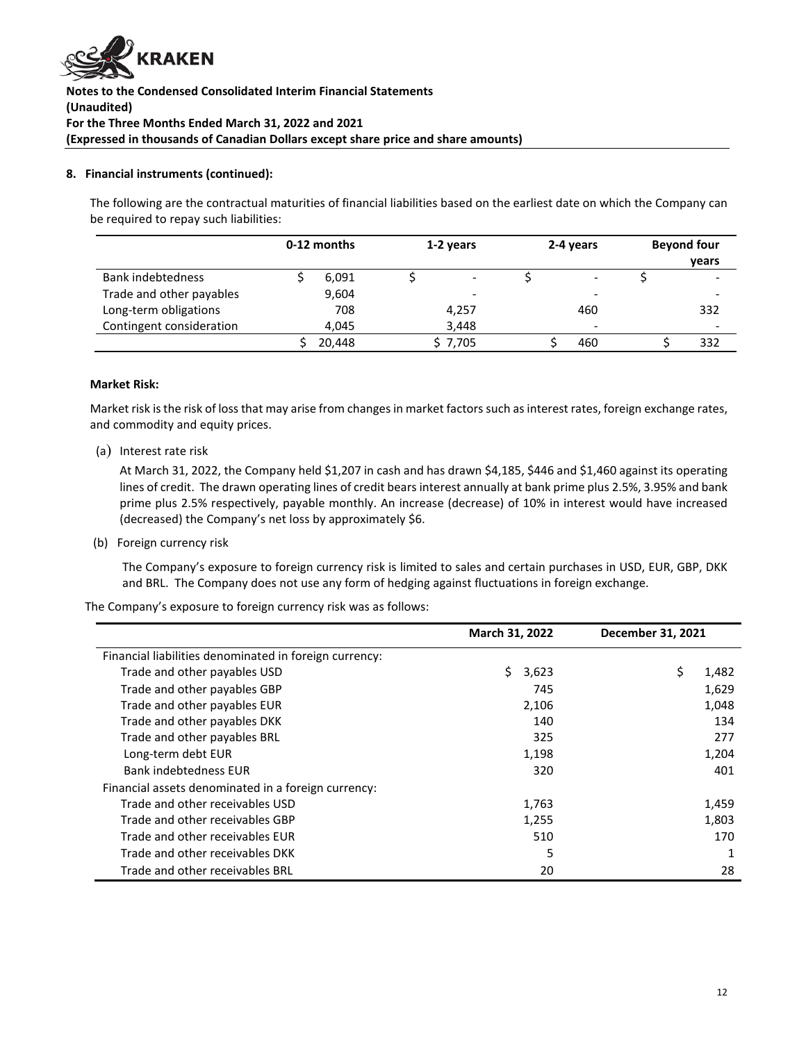**8. Financial instruments (continued):**

The following are the contractual maturities of financial liabilities based on the earliest date on which the Company can be required to repay such liabilities:

| | 0-12 months | 1-2 years | 2-4 years | Beyond four years |
|---|---|---|---|---|
| Bank indebtedness | $ 6,091 | $ - | $ - | $ - |
| Trade and other payables | 9,604 | - | - | - |
| Long-term obligations | 708 | 4,257 | 460 | 332 |
| Contingent consideration | 4,045 | 3,448 | - | - |
| | $ 20,448 | $ 7,705 | $ 460 | $ 332 |

**Market Risk:**

Market risk is the risk of loss that may arise from changes in market factors such as interest rates, foreign exchange rates, and commodity and equity prices.

(a) Interest rate risk

At March 31, 2022, the Company held $1,207 in cash and has drawn $4,185, $446 and $1,460 against its operating lines of credit. The drawn operating lines of credit bears interest annually at bank prime plus 2.5%, 3.95% and bank prime plus 2.5% respectively, payable monthly. An increase (decrease) of 10% in interest would have increased (decreased) the Company's net loss by approximately $6.

(b) Foreign currency risk

The Company's exposure to foreign currency risk is limited to sales and certain purchases in USD, EUR, GBP, DKK and BRL. The Company does not use any form of hedging against fluctuations in foreign exchange.

The Company's exposure to foreign currency risk was as follows:

| | March 31, 2022 | December 31, 2021 |
|---|---|---|
| Financial liabilities denominated in foreign currency: | | |
| Trade and other payables USD | $ 3,623 | $ 1,482 |
| Trade and other payables GBP | 745 | 1,629 |
| Trade and other payables EUR | 2,106 | 1,048 |
| Trade and other payables DKK | 140 | 134 |
| Trade and other payables BRL | 325 | 277 |
| Long-term debt EUR | 1,198 | 1,204 |
| Bank indebtedness EUR | 320 | 401 |
| Financial assets denominated in a foreign currency: | | |
| Trade and other receivables USD | 1,763 | 1,459 |
| Trade and other receivables GBP | 1,255 | 1,803 |
| Trade and other receivables EUR | 510 | 170 |
| Trade and other receivables DKK | 5 | 1 |
| Trade and other receivables BRL | 20 | 28 |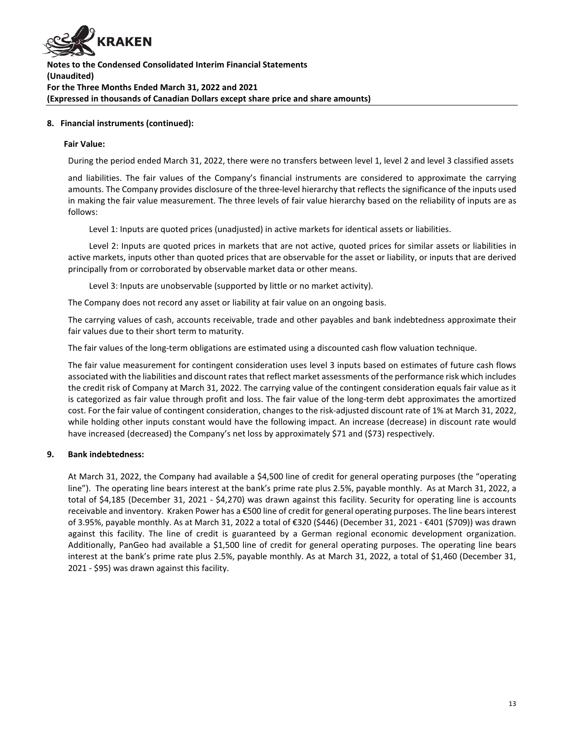## 8. Financial instruments (continued):

### Fair Value:

During the period ended March 31, 2022, there were no transfers between level 1, level 2 and level 3 classified assets and liabilities. The fair values of the Company's financial instruments are considered to approximate the carrying amounts. The Company provides disclosure of the three-level hierarchy that reflects the significance of the inputs used in making the fair value measurement. The three levels of fair value hierarchy based on the reliability of inputs are as follows:

Level 1: Inputs are quoted prices (unadjusted) in active markets for identical assets or liabilities.

Level 2: Inputs are quoted prices in markets that are not active, quoted prices for similar assets or liabilities in active markets, inputs other than quoted prices that are observable for the asset or liability, or inputs that are derived principally from or corroborated by observable market data or other means.

Level 3: Inputs are unobservable (supported by little or no market activity).

The Company does not record any asset or liability at fair value on an ongoing basis.

The carrying values of cash, accounts receivable, trade and other payables and bank indebtedness approximate their fair values due to their short term to maturity.

The fair values of the long-term obligations are estimated using a discounted cash flow valuation technique.

The fair value measurement for contingent consideration uses level 3 inputs based on estimates of future cash flows associated with the liabilities and discount rates that reflect market assessments of the performance risk which includes the credit risk of Company at March 31, 2022. The carrying value of the contingent consideration equals fair value as it is categorized as fair value through profit and loss. The fair value of the long-term debt approximates the amortized cost. For the fair value of contingent consideration, changes to the risk-adjusted discount rate of 1% at March 31, 2022, while holding other inputs constant would have the following impact. An increase (decrease) in discount rate would have increased (decreased) the Company's net loss by approximately $71 and ($73) respectively.

## 9. Bank indebtedness:

At March 31, 2022, the Company had available a $4,500 line of credit for general operating purposes (the "operating line"). The operating line bears interest at the bank's prime rate plus 2.5%, payable monthly. As at March 31, 2022, a total of $4,185 (December 31, 2021 - $4,270) was drawn against this facility. Security for operating line is accounts receivable and inventory. Kraken Power has a €500 line of credit for general operating purposes. The line bears interest of 3.95%, payable monthly. As at March 31, 2022 a total of €320 ($446) (December 31, 2021 - €401 ($709)) was drawn against this facility. The line of credit is guaranteed by a German regional economic development organization. Additionally, PanGeo had available a $1,500 line of credit for general operating purposes. The operating line bears interest at the bank's prime rate plus 2.5%, payable monthly. As at March 31, 2022, a total of $1,460 (December 31, 2021 - $95) was drawn against this facility.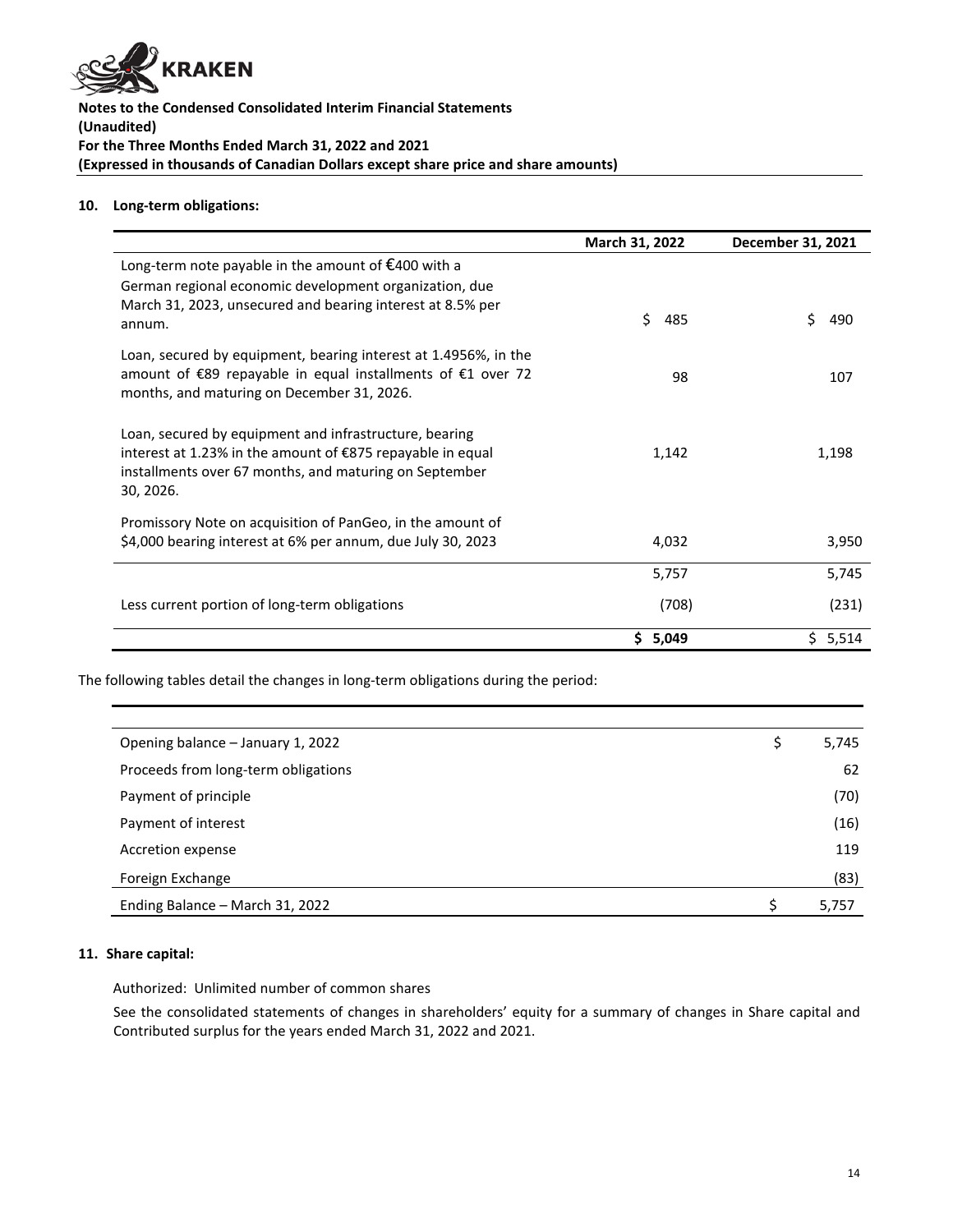**Notes to the Condensed Consolidated Interim Financial Statements**
**(Unaudited)**
**For the Three Months Ended March 31, 2022 and 2021**
**(Expressed in thousands of Canadian Dollars except share price and share amounts)**

## 10. Long-term obligations:

| | March 31, 2022 | December 31, 2021 |
|---|---|---|
| Long-term note payable in the amount of €400 with a German regional economic development organization, due March 31, 2023, unsecured and bearing interest at 8.5% per annum. | $ 485 | $ 490 |
| Loan, secured by equipment, bearing interest at 1.4956%, in the amount of €89 repayable in equal installments of €1 over 72 months, and maturing on December 31, 2026. | 98 | 107 |
| Loan, secured by equipment and infrastructure, bearing interest at 1.23% in the amount of €875 repayable in equal installments over 67 months, and maturing on September 30, 2026. | 1,142 | 1,198 |
| Promissory Note on acquisition of PanGeo, in the amount of $4,000 bearing interest at 6% per annum, due July 30, 2023 | 4,032 | 3,950 |
| | 5,757 | 5,745 |
| Less current portion of long-term obligations | (708) | (231) |
| | **$ 5,049** | $ 5,514 |

The following tables detail the changes in long-term obligations during the period:

| | |
|---|---|
| Opening balance – January 1, 2022 | $ 5,745 |
| Proceeds from long-term obligations | 62 |
| Payment of principle | (70) |
| Payment of interest | (16) |
| Accretion expense | 119 |
| Foreign Exchange | (83) |
| Ending Balance – March 31, 2022 | $ 5,757 |

## 11. Share capital:

Authorized: Unlimited number of common shares

See the consolidated statements of changes in shareholders' equity for a summary of changes in Share capital and Contributed surplus for the years ended March 31, 2022 and 2021.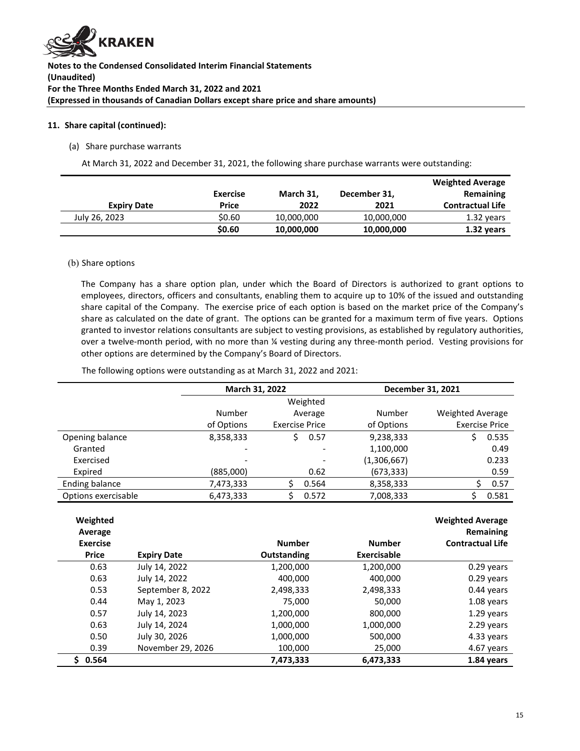**Notes to the Condensed Consolidated Interim Financial Statements**
**(Unaudited)**
**For the Three Months Ended March 31, 2022 and 2021**
**(Expressed in thousands of Canadian Dollars except share price and share amounts)**

**11. Share capital (continued):**

(a) Share purchase warrants

At March 31, 2022 and December 31, 2021, the following share purchase warrants were outstanding:

| Expiry Date | Exercise Price | March 31, 2022 | December 31, 2021 | Weighted Average Remaining Contractual Life |
|---|---|---|---|---|
| July 26, 2023 | $0.60 | 10,000,000 | 10,000,000 | 1.32 years |
| | **$0.60** | **10,000,000** | **10,000,000** | **1.32 years** |

(b) Share options

The Company has a share option plan, under which the Board of Directors is authorized to grant options to employees, directors, officers and consultants, enabling them to acquire up to 10% of the issued and outstanding share capital of the Company. The exercise price of each option is based on the market price of the Company's share as calculated on the date of grant. The options can be granted for a maximum term of five years. Options granted to investor relations consultants are subject to vesting provisions, as established by regulatory authorities, over a twelve-month period, with no more than ¼ vesting during any three-month period. Vesting provisions for other options are determined by the Company's Board of Directors.

The following options were outstanding as at March 31, 2022 and 2021:

| | March 31, 2022 | | December 31, 2021 | |
|---|---|---|---|---|
| | Number of Options | Weighted Average Exercise Price | Number of Options | Weighted Average Exercise Price |
| Opening balance | 8,358,333 | $ 0.57 | 9,238,333 | $ 0.535 |
| Granted | - | - | 1,100,000 | 0.49 |
| Exercised | - | - | (1,306,667) | 0.233 |
| Expired | (885,000) | 0.62 | (673,333) | 0.59 |
| Ending balance | 7,473,333 | $ 0.564 | 8,358,333 | $ 0.57 |
| Options exercisable | 6,473,333 | $ 0.572 | 7,008,333 | $ 0.581 |

| Weighted Average Exercise Price | Expiry Date | Number Outstanding | Number Exercisable | Weighted Average Remaining Contractual Life |
|---|---|---|---|---|
| 0.63 | July 14, 2022 | 1,200,000 | 1,200,000 | 0.29 years |
| 0.63 | July 14, 2022 | 400,000 | 400,000 | 0.29 years |
| 0.53 | September 8, 2022 | 2,498,333 | 2,498,333 | 0.44 years |
| 0.44 | May 1, 2023 | 75,000 | 50,000 | 1.08 years |
| 0.57 | July 14, 2023 | 1,200,000 | 800,000 | 1.29 years |
| 0.63 | July 14, 2024 | 1,000,000 | 1,000,000 | 2.29 years |
| 0.50 | July 30, 2026 | 1,000,000 | 500,000 | 4.33 years |
| 0.39 | November 29, 2026 | 100,000 | 25,000 | 4.67 years |
| **$ 0.564** | | **7,473,333** | **6,473,333** | **1.84 years** |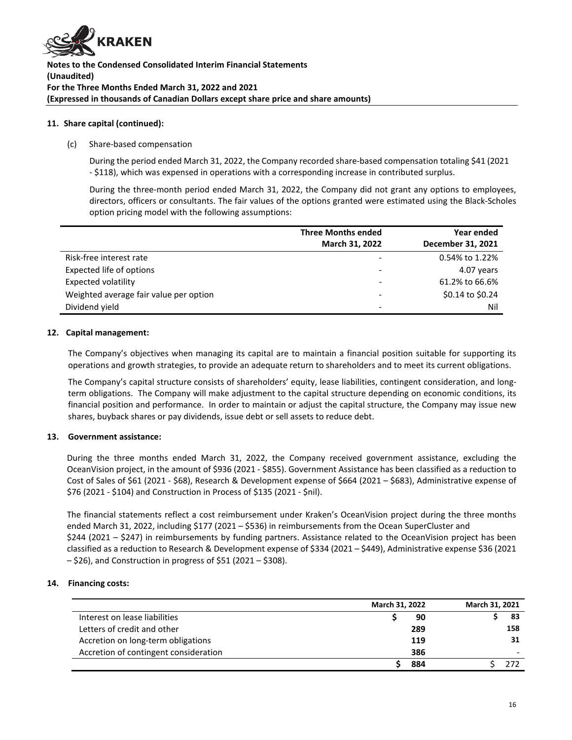### 11. Share capital (continued):

(c) Share-based compensation

During the period ended March 31, 2022, the Company recorded share-based compensation totaling $41 (2021 - $118), which was expensed in operations with a corresponding increase in contributed surplus.

During the three-month period ended March 31, 2022, the Company did not grant any options to employees, directors, officers or consultants. The fair values of the options granted were estimated using the Black-Scholes option pricing model with the following assumptions:

| | Three Months ended March 31, 2022 | Year ended December 31, 2021 |
|---|---|---|
| Risk-free interest rate | - | 0.54% to 1.22% |
| Expected life of options | - | 4.07 years |
| Expected volatility | - | 61.2% to 66.6% |
| Weighted average fair value per option | - | $0.14 to $0.24 |
| Dividend yield | - | Nil |

### 12. Capital management:

The Company's objectives when managing its capital are to maintain a financial position suitable for supporting its operations and growth strategies, to provide an adequate return to shareholders and to meet its current obligations.

The Company's capital structure consists of shareholders' equity, lease liabilities, contingent consideration, and long-term obligations. The Company will make adjustment to the capital structure depending on economic conditions, its financial position and performance. In order to maintain or adjust the capital structure, the Company may issue new shares, buyback shares or pay dividends, issue debt or sell assets to reduce debt.

### 13. Government assistance:

During the three months ended March 31, 2022, the Company received government assistance, excluding the OceanVision project, in the amount of $936 (2021 - $855). Government Assistance has been classified as a reduction to Cost of Sales of $61 (2021 - $68), Research & Development expense of $664 (2021 – $683), Administrative expense of $76 (2021 - $104) and Construction in Process of $135 (2021 - $nil).

The financial statements reflect a cost reimbursement under Kraken's OceanVision project during the three months ended March 31, 2022, including $177 (2021 – $536) in reimbursements from the Ocean SuperCluster and $244 (2021 – $247) in reimbursements by funding partners. Assistance related to the OceanVision project has been classified as a reduction to Research & Development expense of $334 (2021 – $449), Administrative expense $36 (2021 – $26), and Construction in progress of $51 (2021 – $308).

### 14. Financing costs:

| | March 31, 2022 | March 31, 2021 |
|---|---|---|
| Interest on lease liabilities | $ 90 | $ 83 |
| Letters of credit and other | 289 | 158 |
| Accretion on long-term obligations | 119 | 31 |
| Accretion of contingent consideration | 386 | - |
| | $ 884 | $ 272 |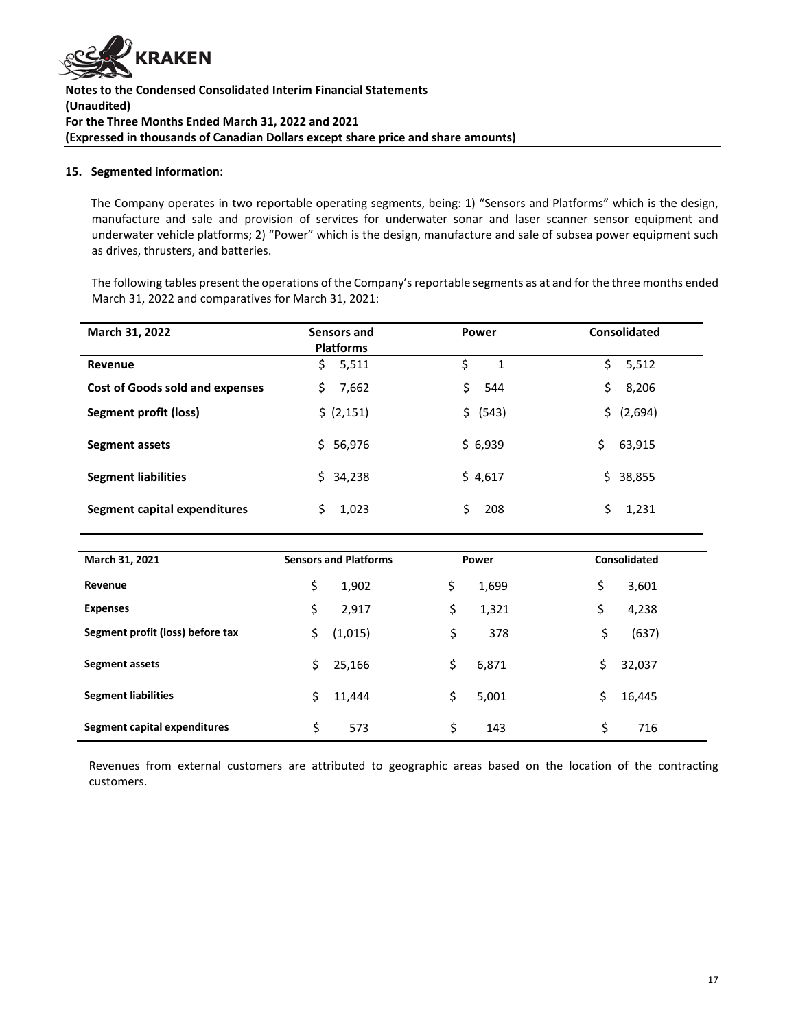## 15. Segmented information:

The Company operates in two reportable operating segments, being: 1) "Sensors and Platforms" which is the design, manufacture and sale and provision of services for underwater sonar and laser scanner sensor equipment and underwater vehicle platforms; 2) "Power" which is the design, manufacture and sale of subsea power equipment such as drives, thrusters, and batteries.

The following tables present the operations of the Company's reportable segments as at and for the three months ended March 31, 2022 and comparatives for March 31, 2021:

| March 31, 2022 | Sensors and Platforms | Power | Consolidated |
|---|---|---|---|
| **Revenue** | $ 5,511 | $ 1 | $ 5,512 |
| **Cost of Goods sold and expenses** | $ 7,662 | $ 544 | $ 8,206 |
| **Segment profit (loss)** | $ (2,151) | $ (543) | $ (2,694) |
| **Segment assets** | $ 56,976 | $ 6,939 | $ 63,915 |
| **Segment liabilities** | $ 34,238 | $ 4,617 | $ 38,855 |
| **Segment capital expenditures** | $ 1,023 | $ 208 | $ 1,231 |

| March 31, 2021 | Sensors and Platforms | Power | Consolidated |
|---|---|---|---|
| **Revenue** | $ 1,902 | $ 1,699 | $ 3,601 |
| **Expenses** | $ 2,917 | $ 1,321 | $ 4,238 |
| **Segment profit (loss) before tax** | $ (1,015) | $ 378 | $ (637) |
| **Segment assets** | $ 25,166 | $ 6,871 | $ 32,037 |
| **Segment liabilities** | $ 11,444 | $ 5,001 | $ 16,445 |
| **Segment capital expenditures** | $ 573 | $ 143 | $ 716 |

Revenues from external customers are attributed to geographic areas based on the location of the contracting customers.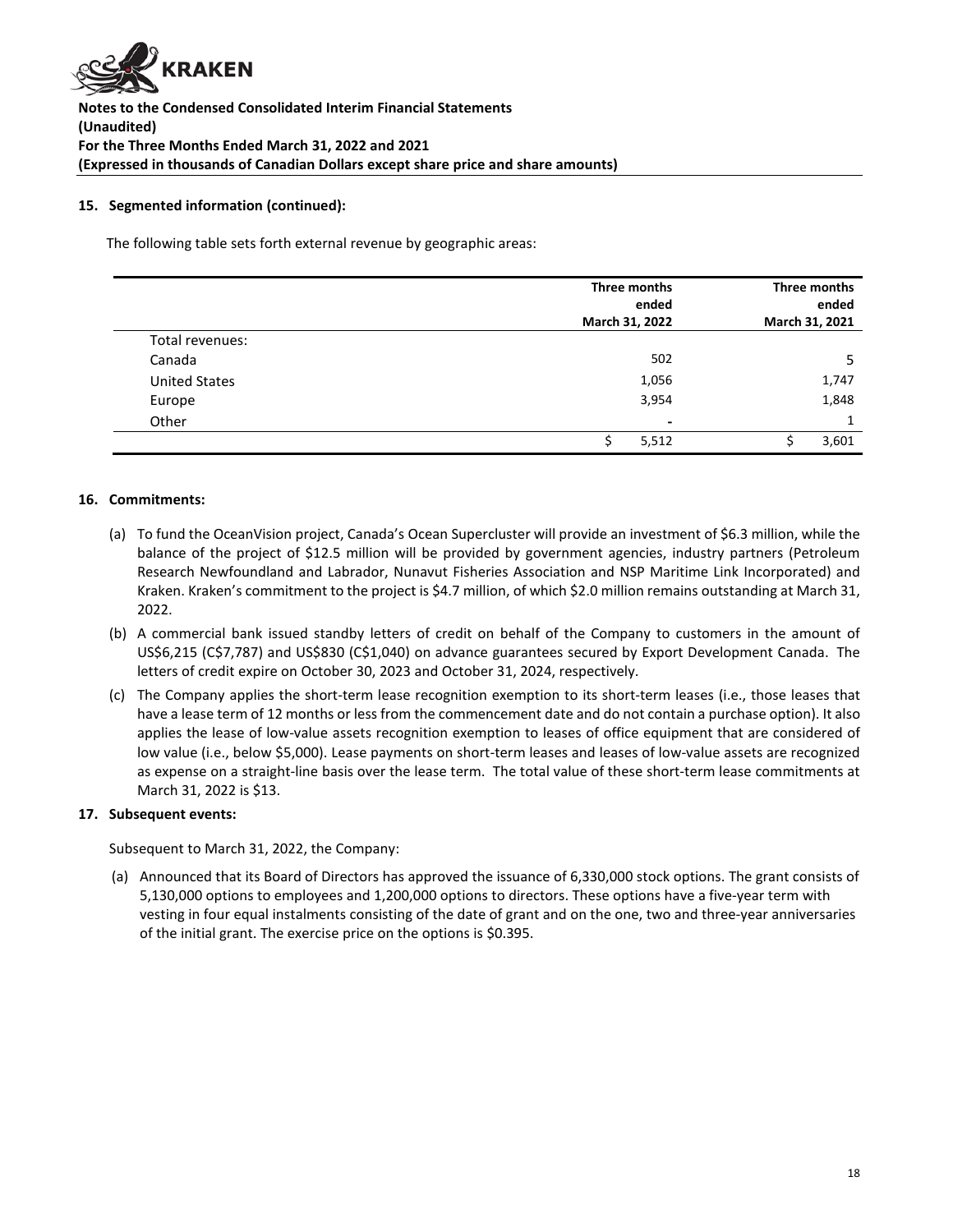## 15. Segmented information (continued):

The following table sets forth external revenue by geographic areas:

| | Three months ended March 31, 2022 | Three months ended March 31, 2021 |
|---|---|---|
| Total revenues: | | |
| Canada | 502 | 5 |
| United States | 1,056 | 1,747 |
| Europe | 3,954 | 1,848 |
| Other | - | 1 |
| | $ 5,512 | $ 3,601 |

## 16. Commitments:

(a) To fund the OceanVision project, Canada's Ocean Supercluster will provide an investment of $6.3 million, while the balance of the project of $12.5 million will be provided by government agencies, industry partners (Petroleum Research Newfoundland and Labrador, Nunavut Fisheries Association and NSP Maritime Link Incorporated) and Kraken. Kraken's commitment to the project is $4.7 million, of which $2.0 million remains outstanding at March 31, 2022.

(b) A commercial bank issued standby letters of credit on behalf of the Company to customers in the amount of US$6,215 (C$7,787) and US$830 (C$1,040) on advance guarantees secured by Export Development Canada. The letters of credit expire on October 30, 2023 and October 31, 2024, respectively.

(c) The Company applies the short-term lease recognition exemption to its short-term leases (i.e., those leases that have a lease term of 12 months or less from the commencement date and do not contain a purchase option). It also applies the lease of low-value assets recognition exemption to leases of office equipment that are considered of low value (i.e., below $5,000). Lease payments on short-term leases and leases of low-value assets are recognized as expense on a straight-line basis over the lease term. The total value of these short-term lease commitments at March 31, 2022 is $13.

## 17. Subsequent events:

Subsequent to March 31, 2022, the Company:

(a) Announced that its Board of Directors has approved the issuance of 6,330,000 stock options. The grant consists of 5,130,000 options to employees and 1,200,000 options to directors. These options have a five-year term with vesting in four equal instalments consisting of the date of grant and on the one, two and three-year anniversaries of the initial grant. The exercise price on the options is $0.395.